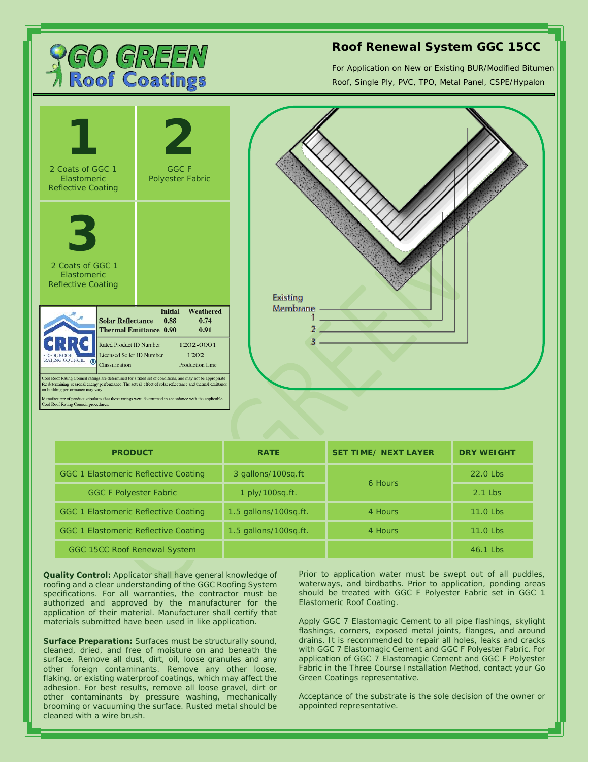# GO GREEN Roof Coatings

## Roof Renewal System GGC 15CC

For Application on New or Existing BUR/Modified Bitumen Roof, Single Ply, PVC, TPO, Metal Panel, CSPE/Hypalon

**1** — 2 Coats of GGC 1 Elastomeric Reflective Coating

**2** — GGC F Polyester Fabric

**3** — 2 Coats of GGC 1 Elastomeric Reflective Coating

| CRRC | Initial | Weathered |
|---|---|---|
| Solar Reflectance | 0.88 | 0.74 |
| Thermal Emittance | 0.90 | 0.91 |

| | |
|---|---|
| Rated Product ID Number | 1202-0001 |
| Licensed Seller ID Number | 1202 |
| Classification | Production Line |

Cool Roof Rating Council ratings are determined for a fixed set of conditions, and may not be appropriate for determining seasonal energy performance. The actual effect of solar reflectance and thermal emittance on building performance may vary.

Manufacturer of product stipulates that these ratings were determined in accordance with the applicable Cool Roof Rating Council procedures.

Existing Membrane
1
2
3

| PRODUCT | RATE | SET TIME/ NEXT LAYER | DRY WEIGHT |
|---|---|---|---|
| GGC 1 Elastomeric Reflective Coating | 3 gallons/100sq.ft | 6 Hours | 22.0 Lbs |
| GGC F Polyester Fabric | 1 ply/100sq.ft. | | 2.1 Lbs |
| GGC 1 Elastomeric Reflective Coating | 1.5 gallons/100sq.ft. | 4 Hours | 11.0 Lbs |
| GGC 1 Elastomeric Reflective Coating | 1.5 gallons/100sq.ft. | 4 Hours | 11.0 Lbs |
| GGC 15CC Roof Renewal System | | | 46.1 Lbs |

**Quality Control:** Applicator shall have general knowledge of roofing and a clear understanding of the GGC Roofing System specifications. For all warranties, the contractor must be authorized and approved by the manufacturer for the application of their material. Manufacturer shall certify that materials submitted have been used in like application.

**Surface Preparation:** Surfaces must be structurally sound, cleaned, dried, and free of moisture on and beneath the surface. Remove all dust, dirt, oil, loose granules and any other foreign contaminants. Remove any other loose, flaking. or existing waterproof coatings, which may affect the adhesion. For best results, remove all loose gravel, dirt or other contaminants by pressure washing, mechanically brooming or vacuuming the surface. Rusted metal should be cleaned with a wire brush.

Prior to application water must be swept out of all puddles, waterways, and birdbaths. Prior to application, ponding areas should be treated with GGC F Polyester Fabric set in GGC 1 Elastomeric Roof Coating.

Apply GGC 7 Elastomagic Cement to all pipe flashings, skylight flashings, corners, exposed metal joints, flanges, and around drains. It is recommended to repair all holes, leaks and cracks with GGC 7 Elastomagic Cement and GGC F Polyester Fabric. For application of GGC 7 Elastomagic Cement and GGC F Polyester Fabric in the Three Course Installation Method, contact your Go Green Coatings representative.

Acceptance of the substrate is the sole decision of the owner or appointed representative.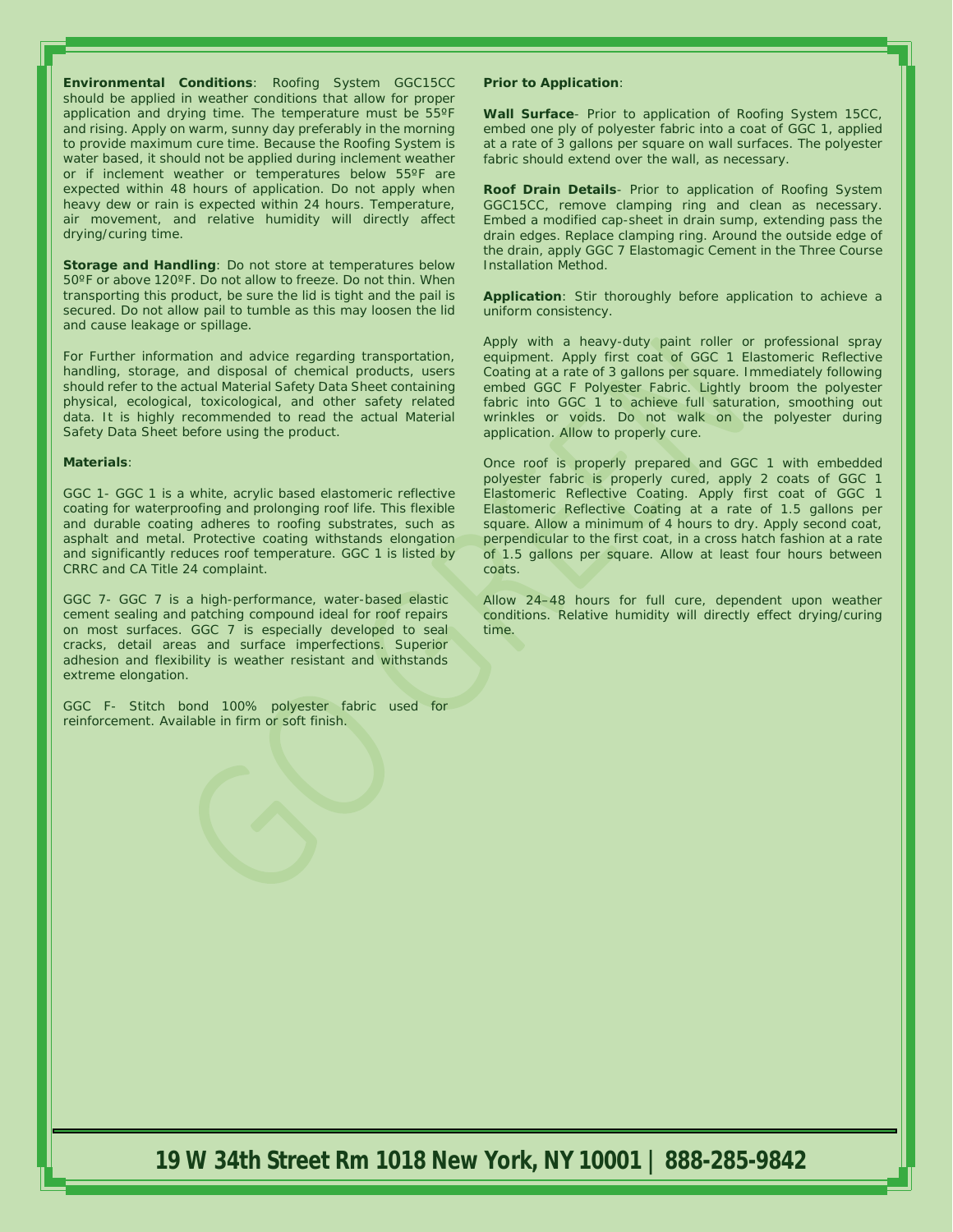**Environmental Conditions**: Roofing System GGC15CC should be applied in weather conditions that allow for proper application and drying time. The temperature must be 55ºF and rising. Apply on warm, sunny day preferably in the morning to provide maximum cure time. Because the Roofing System is water based, it should not be applied during inclement weather or if inclement weather or temperatures below 55ºF are expected within 48 hours of application. Do not apply when heavy dew or rain is expected within 24 hours. Temperature, air movement, and relative humidity will directly affect drying/curing time.

**Storage and Handling**: Do not store at temperatures below 50ºF or above 120ºF. Do not allow to freeze. Do not thin. When transporting this product, be sure the lid is tight and the pail is secured. Do not allow pail to tumble as this may loosen the lid and cause leakage or spillage.

For Further information and advice regarding transportation, handling, storage, and disposal of chemical products, users should refer to the actual Material Safety Data Sheet containing physical, ecological, toxicological, and other safety related data. It is highly recommended to read the actual Material Safety Data Sheet before using the product.

**Materials**:

GGC 1- GGC 1 is a white, acrylic based elastomeric reflective coating for waterproofing and prolonging roof life. This flexible and durable coating adheres to roofing substrates, such as asphalt and metal. Protective coating withstands elongation and significantly reduces roof temperature. GGC 1 is listed by CRRC and CA Title 24 complaint.

GGC 7- GGC 7 is a high-performance, water-based elastic cement sealing and patching compound ideal for roof repairs on most surfaces. GGC 7 is especially developed to seal cracks, detail areas and surface imperfections. Superior adhesion and flexibility is weather resistant and withstands extreme elongation.

GGC F- Stitch bond 100% polyester fabric used for reinforcement. Available in firm or soft finish.

**Prior to Application**:

**Wall Surface**- Prior to application of Roofing System 15CC, embed one ply of polyester fabric into a coat of GGC 1, applied at a rate of 3 gallons per square on wall surfaces. The polyester fabric should extend over the wall, as necessary.

**Roof Drain Details**- Prior to application of Roofing System GGC15CC, remove clamping ring and clean as necessary. Embed a modified cap-sheet in drain sump, extending pass the drain edges. Replace clamping ring. Around the outside edge of the drain, apply GGC 7 Elastomagic Cement in the Three Course Installation Method.

**Application**: Stir thoroughly before application to achieve a uniform consistency.

Apply with a heavy-duty paint roller or professional spray equipment. Apply first coat of GGC 1 Elastomeric Reflective Coating at a rate of 3 gallons per square. Immediately following embed GGC F Polyester Fabric. Lightly broom the polyester fabric into GGC 1 to achieve full saturation, smoothing out wrinkles or voids. Do not walk on the polyester during application. Allow to properly cure.

Once roof is properly prepared and GGC 1 with embedded polyester fabric is properly cured, apply 2 coats of GGC 1 Elastomeric Reflective Coating. Apply first coat of GGC 1 Elastomeric Reflective Coating at a rate of 1.5 gallons per square. Allow a minimum of 4 hours to dry. Apply second coat, perpendicular to the first coat, in a cross hatch fashion at a rate of 1.5 gallons per square. Allow at least four hours between coats.

Allow 24–48 hours for full cure, dependent upon weather conditions. Relative humidity will directly effect drying/curing time.

**19 W 34th Street Rm 1018 New York, NY 10001 | 888-285-9842**